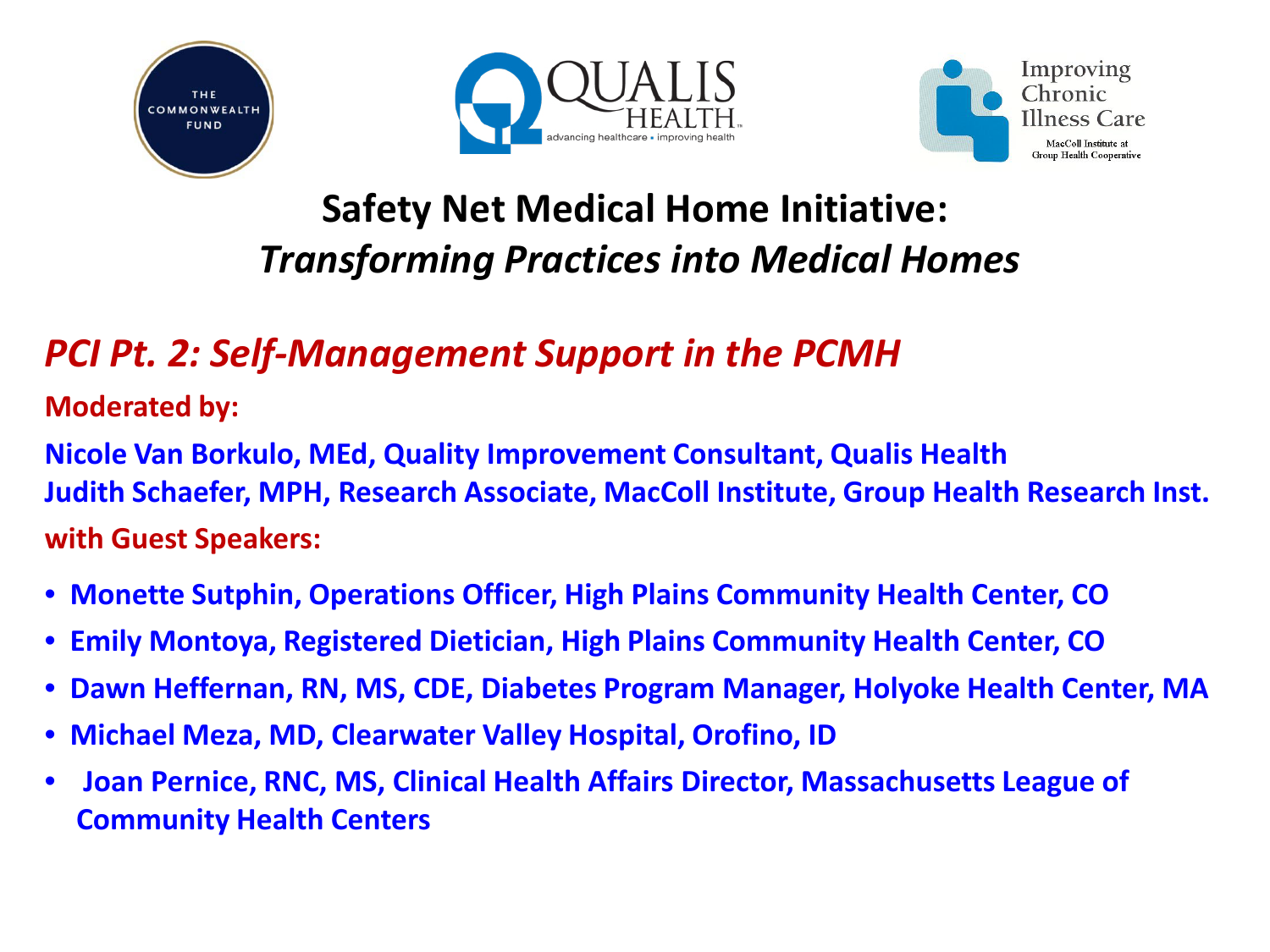THE COMMONWEALTH FUND

QUALIS HEALTH
advancing healthcare • improving health

Improving Chronic Illness Care
MacColl Institute at Group Health Cooperative

# Safety Net Medical Home Initiative: *Transforming Practices into Medical Homes*

## *PCI Pt. 2: Self-Management Support in the PCMH*

**Moderated by:**

**Nicole Van Borkulo, MEd, Quality Improvement Consultant, Qualis Health**
**Judith Schaefer, MPH, Research Associate, MacColl Institute, Group Health Research Inst.**

**with Guest Speakers:**

- **Monette Sutphin, Operations Officer, High Plains Community Health Center, CO**
- **Emily Montoya, Registered Dietician, High Plains Community Health Center, CO**
- **Dawn Heffernan, RN, MS, CDE, Diabetes Program Manager, Holyoke Health Center, MA**
- **Michael Meza, MD, Clearwater Valley Hospital, Orofino, ID**
- **Joan Pernice, RNC, MS, Clinical Health Affairs Director, Massachusetts League of Community Health Centers**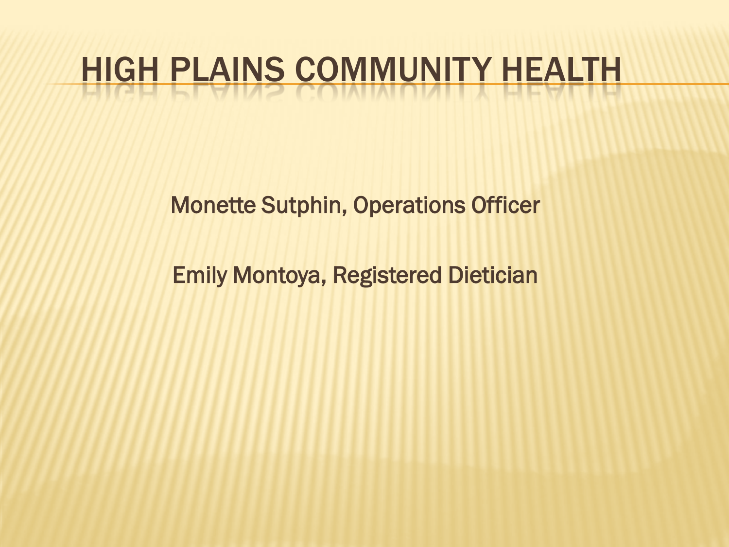# HIGH PLAINS COMMUNITY HEALTH

Monette Sutphin, Operations Officer

Emily Montoya, Registered Dietician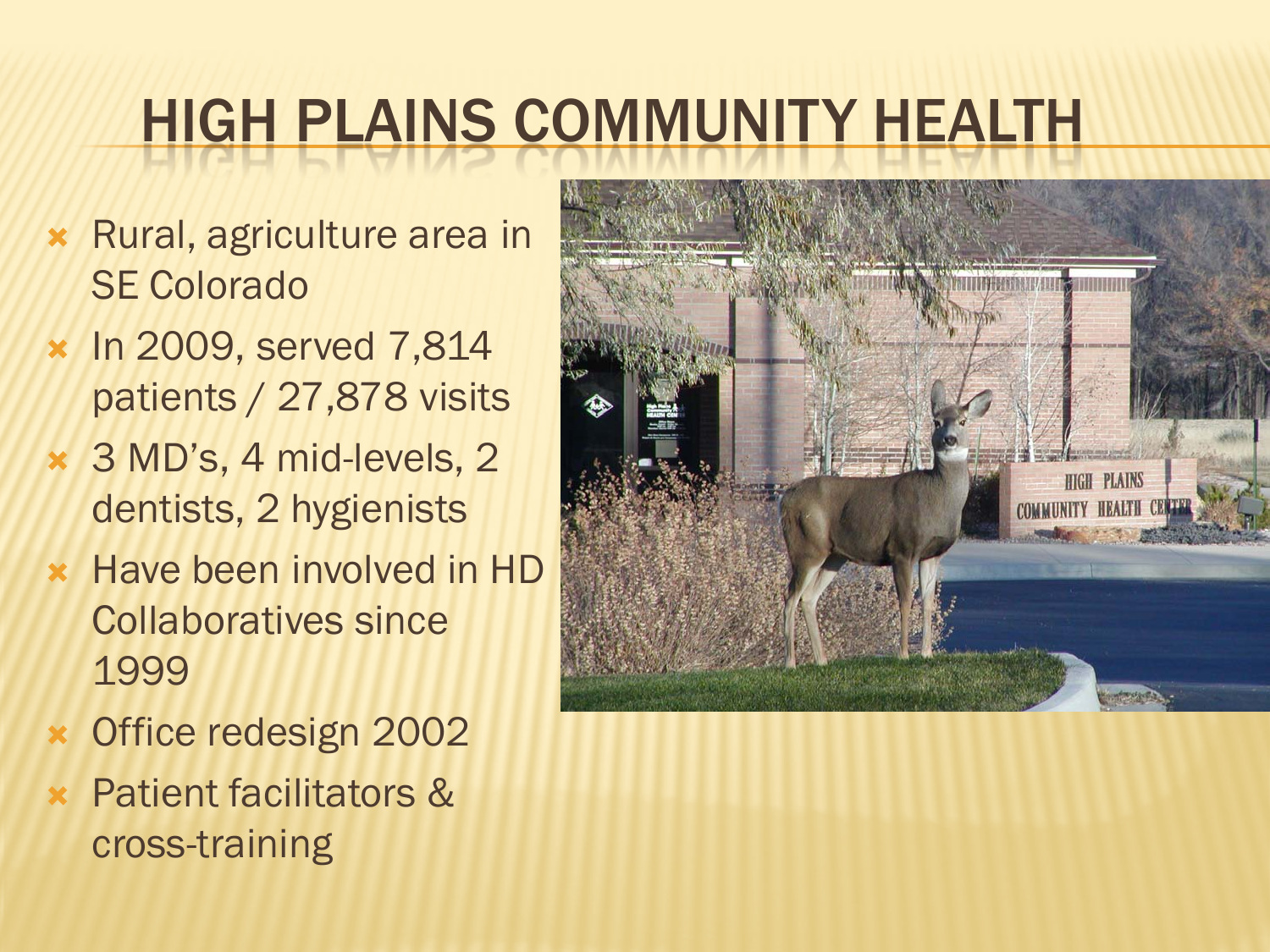# HIGH PLAINS COMMUNITY HEALTH

- Rural, agriculture area in SE Colorado
- In 2009, served 7,814 patients / 27,878 visits
- 3 MD's, 4 mid-levels, 2 dentists, 2 hygienists
- Have been involved in HD Collaboratives since 1999
- Office redesign 2002
- Patient facilitators & cross-training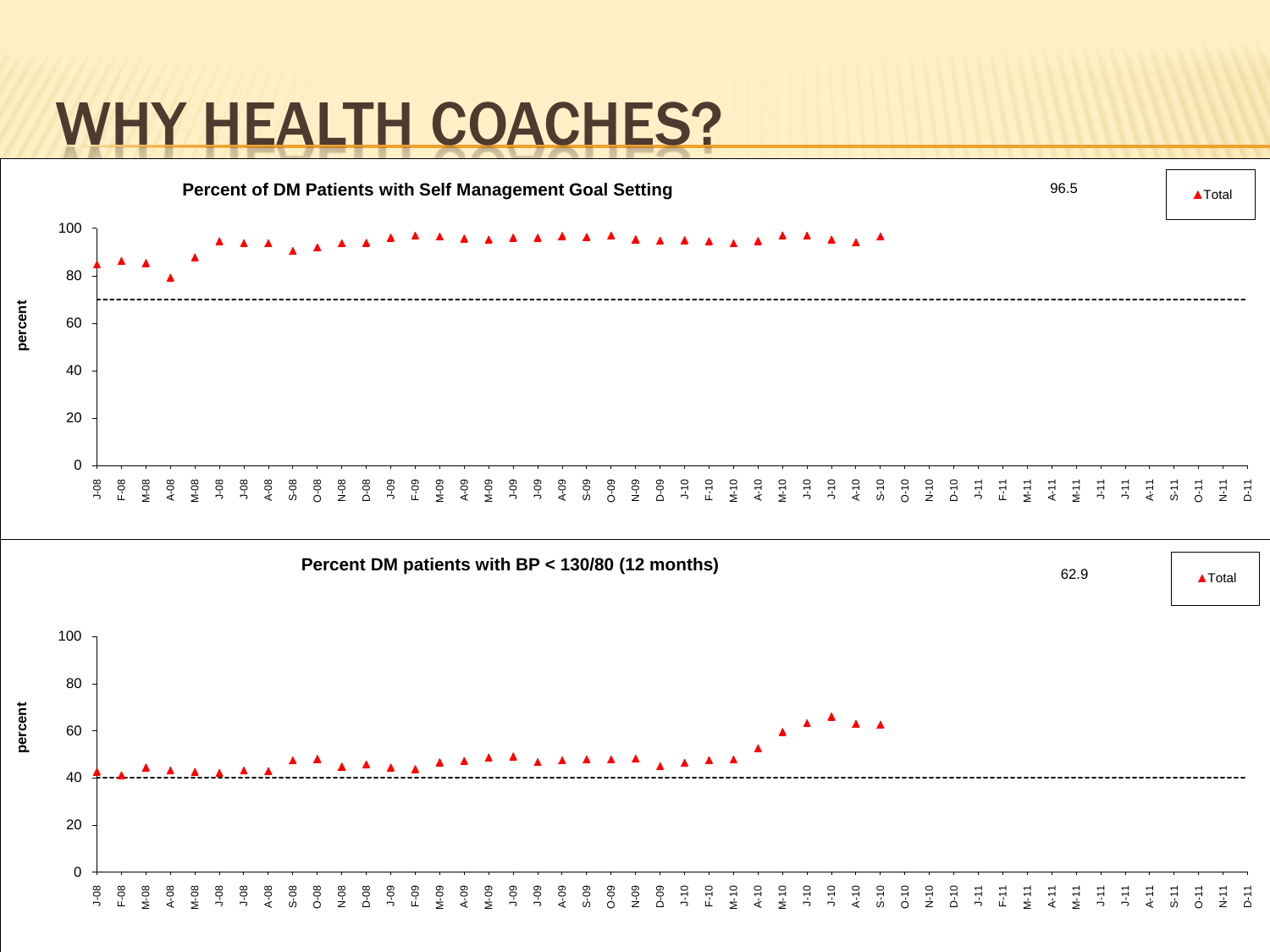# WHY HEALTH COACHES?

**Percent of DM Patients with Self Management Goal Setting**

96.5

▲Total

percent

100
80
60
40
20
0

J-08 F-08 M-08 A-08 M-08 J-08 J-08 A-08 S-08 O-08 N-08 D-08 J-09 F-09 M-09 A-09 M-09 J-09 J-09 A-09 S-09 O-09 N-09 D-09 J-10 F-10 M-10 A-10 M-10 J-10 J-10 A-10 S-10 O-10 N-10 D-10 J-11 F-11 M-11 A-11 M-11 J-11 J-11 A-11 S-11 O-11 N-11 D-11

**Percent DM patients with BP < 130/80 (12 months)**

62.9

▲Total

percent

100
80
60
40
20
0

J-08 F-08 M-08 A-08 M-08 J-08 J-08 A-08 S-08 O-08 N-08 D-08 J-09 F-09 M-09 A-09 M-09 J-09 J-09 A-09 S-09 O-09 N-09 D-09 J-10 F-10 M-10 A-10 M-10 J-10 J-10 A-10 S-10 O-10 N-10 D-10 J-11 F-11 M-11 A-11 M-11 J-11 J-11 A-11 S-11 O-11 N-11 D-11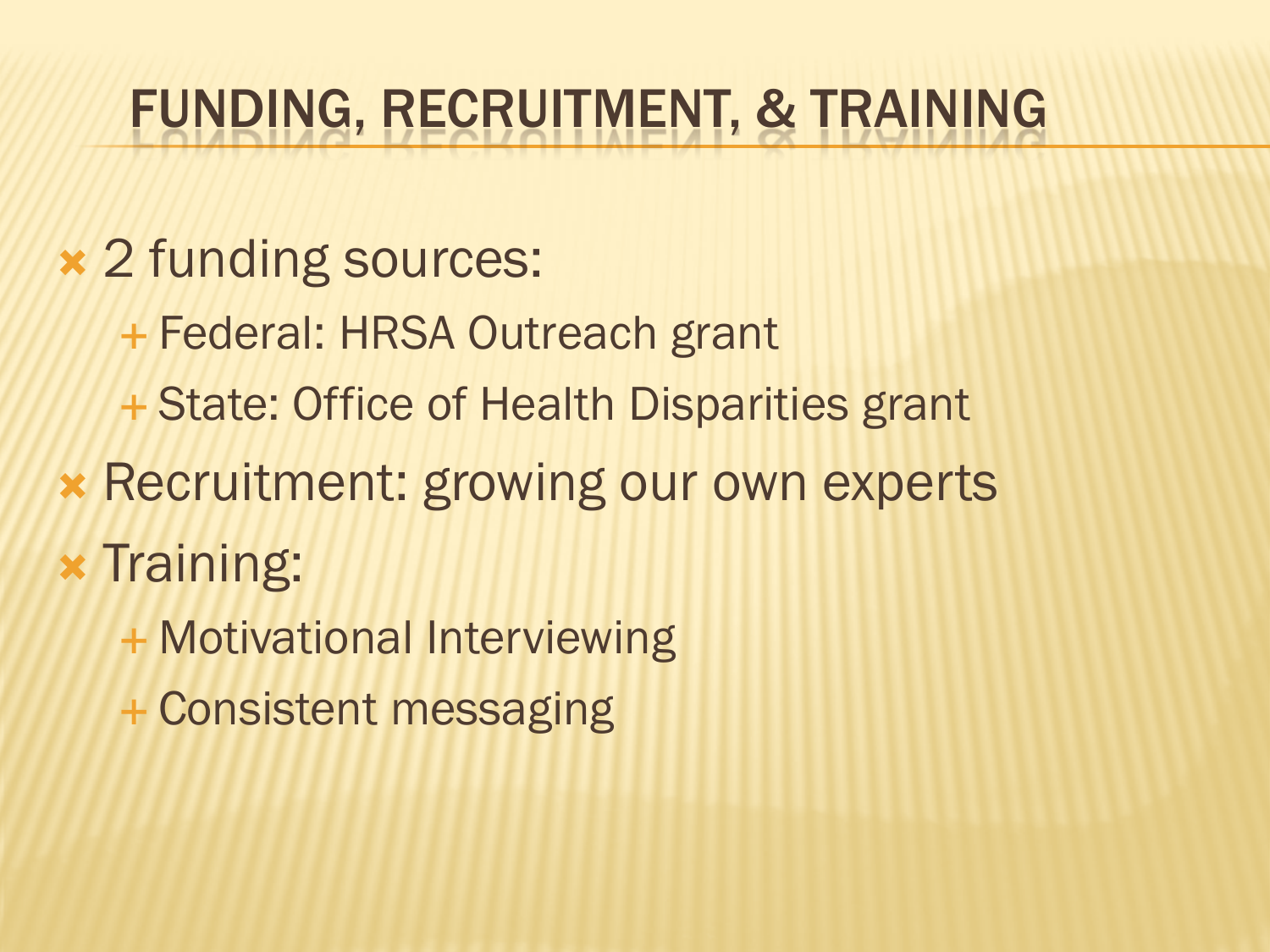# FUNDING, RECRUITMENT, & TRAINING

- 2 funding sources:
  - Federal: HRSA Outreach grant
  - State: Office of Health Disparities grant
- Recruitment: growing our own experts
- Training:
  - Motivational Interviewing
  - Consistent messaging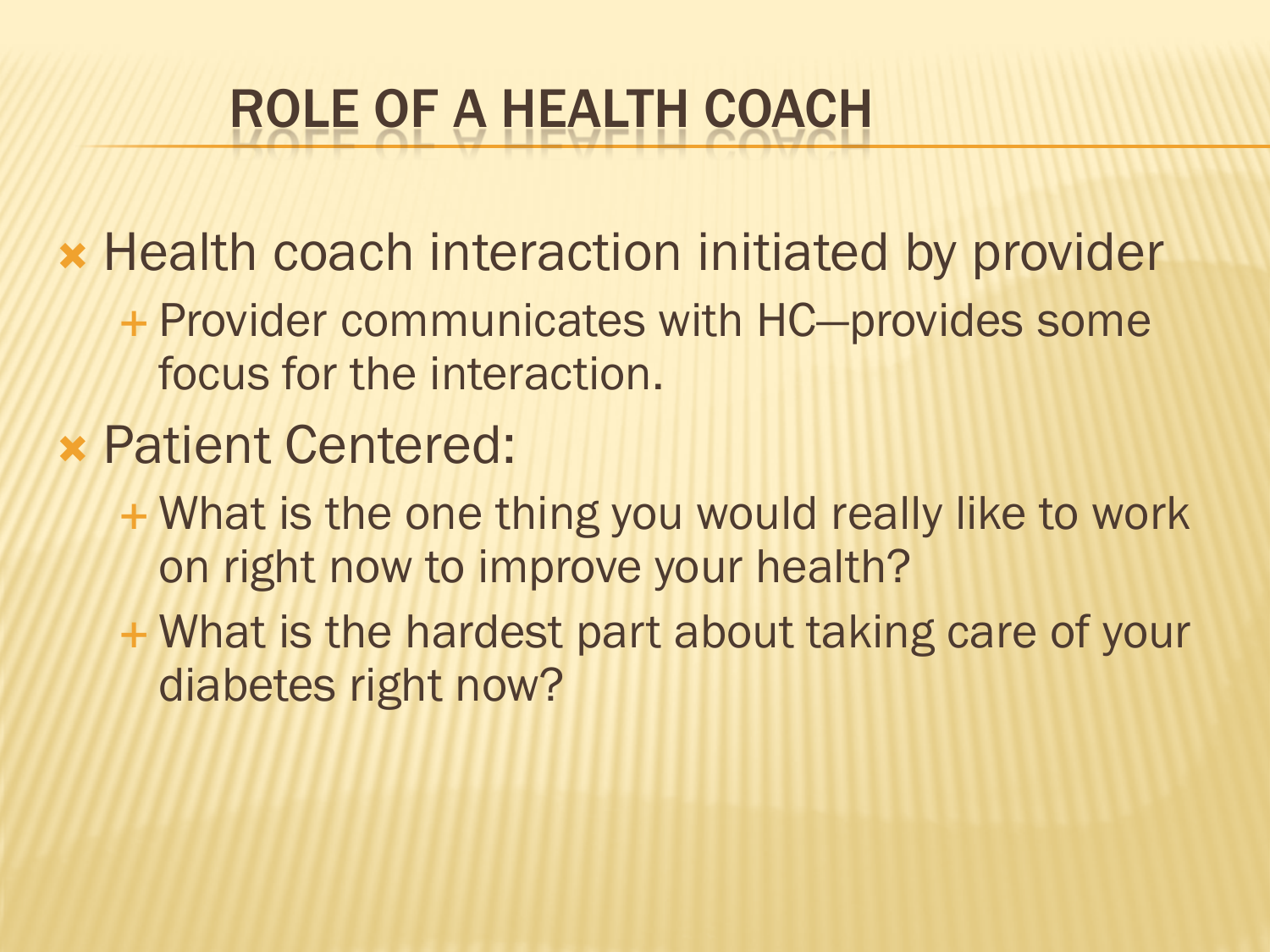# ROLE OF A HEALTH COACH

- Health coach interaction initiated by provider
  - Provider communicates with HC—provides some focus for the interaction.
- Patient Centered:
  - What is the one thing you would really like to work on right now to improve your health?
  - What is the hardest part about taking care of your diabetes right now?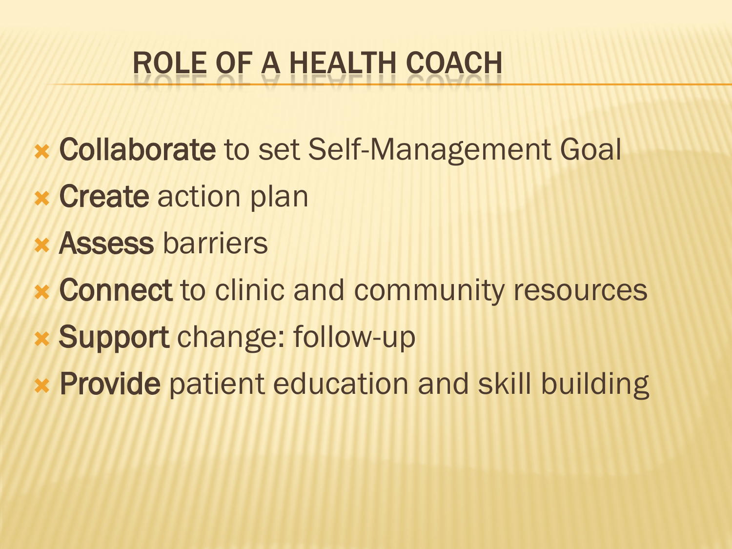# ROLE OF A HEALTH COACH

- **Collaborate** to set Self-Management Goal
- **Create** action plan
- **Assess** barriers
- **Connect** to clinic and community resources
- **Support** change: follow-up
- **Provide** patient education and skill building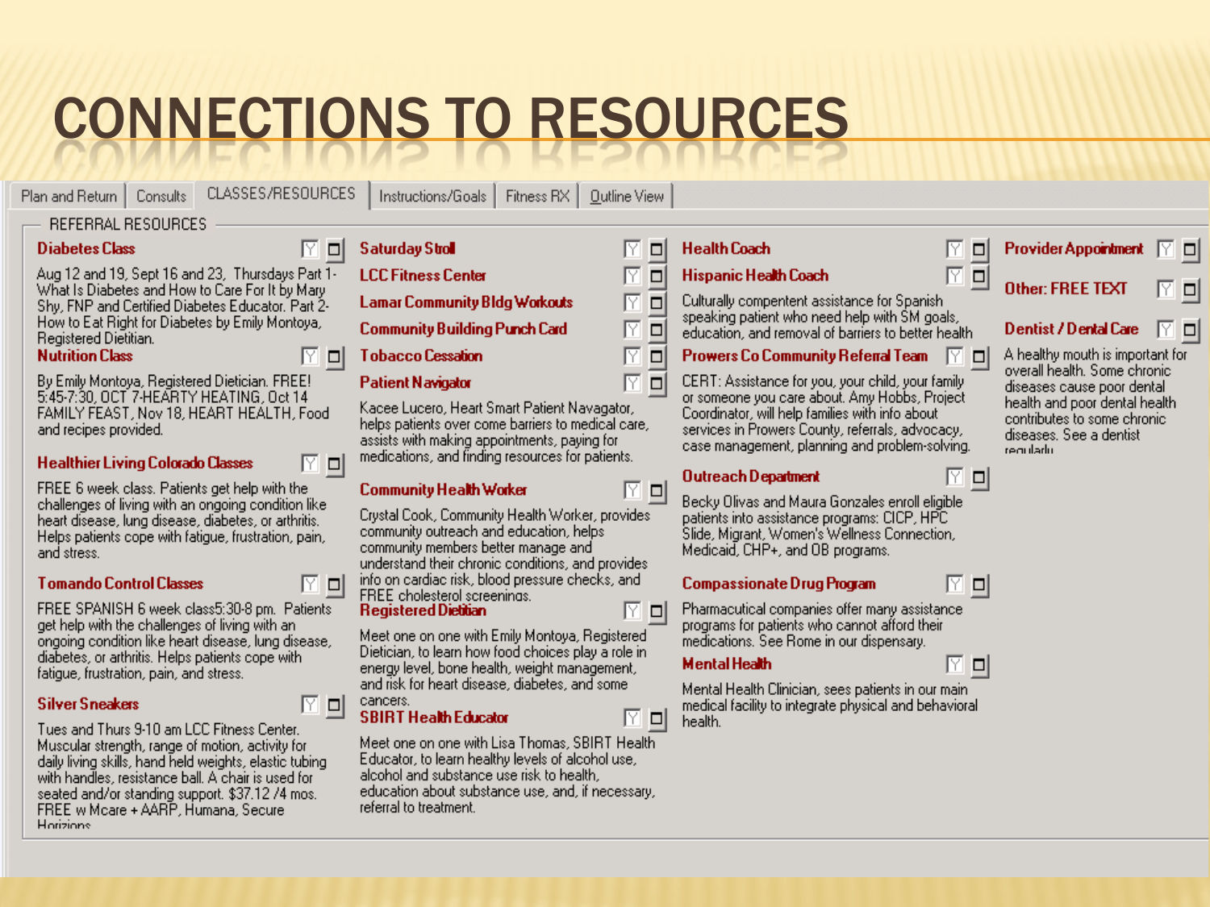# CONNECTIONS TO RESOURCES

Plan and Return | Consults | CLASSES/RESOURCES | Instructions/Goals | Fitness RX | Outline View

REFERRAL RESOURCES

**Diabetes Class**

Aug 12 and 19, Sept 16 and 23, Thursdays Part 1- What Is Diabetes and How to Care For It by Mary Shy, FNP and Certified Diabetes Educator. Part 2- How to Eat Right for Diabetes by Emily Montoya, Registered Dietitian.

**Nutrition Class**

By Emily Montoya, Registered Dietician. FREE! 5:45-7:30, OCT 7-HEARTY HEATING, Oct 14 FAMILY FEAST, Nov 18, HEART HEALTH, Food and recipes provided.

**Healthier Living Colorado Classes**

FREE 6 week class. Patients get help with the challenges of living with an ongoing condition like heart disease, lung disease, diabetes, or arthritis. Helps patients cope with fatigue, frustration, pain, and stress.

**Tomando Control Classes**

FREE SPANISH 6 week class5:30-8 pm. Patients get help with the challenges of living with an ongoing condition like heart disease, lung disease, diabetes, or arthritis. Helps patients cope with fatigue, frustration, pain, and stress.

**Silver Sneakers**

Tues and Thurs 9-10 am LCC Fitness Center. Muscular strength, range of motion, activity for daily living skills, hand held weights, elastic tubing with handles, resistance ball. A chair is used for seated and/or standing support. $37.12 /4 mos. FREE w Mcare + AARP, Humana, Secure Horizons

**Saturday Stroll**

**LCC Fitness Center**

**Lamar Community Bldg Workouts**

**Community Building Punch Card**

**Tobacco Cessation**

**Patient Navigator**

Kacee Lucero, Heart Smart Patient Navagator, helps patients over come barriers to medical care, assists with making appointments, paying for medications, and finding resources for patients.

**Community Health Worker**

Crystal Cook, Community Health Worker, provides community outreach and education, helps community members better manage and understand their chronic conditions, and provides info on cardiac risk, blood pressure checks, and FREE cholesterol screenings.

**Registered Dietitian**

Meet one on one with Emily Montoya, Registered Dietician, to learn how food choices play a role in energy level, bone health, weight management, and risk for heart disease, diabetes, and some cancers.

**SBIRT Health Educator**

Meet one on one with Lisa Thomas, SBIRT Health Educator, to learn healthy levels of alcohol use, alcohol and substance use risk to health, education about substance use, and, if necessary, referral to treatment.

**Health Coach**

**Hispanic Health Coach**

Culturally compentent assistance for Spanish speaking patient who need help with SM goals, education, and removal of barriers to better health

**Prowers Co Community Referral Team**

CERT: Assistance for you, your child, your family or someone you care about. Amy Hobbs, Project Coordinator, will help families with info about services in Prowers County, referrals, advocacy, case management, planning and problem-solving.

**Outreach Department**

Becky Olivas and Maura Gonzales enroll eligible patients into assistance programs: CICP, HPC Slide, Migrant, Women's Wellness Connection, Medicaid, CHP+, and OB programs.

**Compassionate Drug Program**

Pharmacutical companies offer many assistance programs for patients who cannot afford their medications. See Rome in our dispensary.

**Mental Health**

Mental Health Clinician, sees patients in our main medical facility to integrate physical and behavioral health.

**Provider Appointment**

**Other: FREE TEXT**

**Dentist / Dental Care**

A healthy mouth is important for overall health. Some chronic diseases cause poor dental health and poor dental health contributes to some chronic diseases. See a dentist regularly